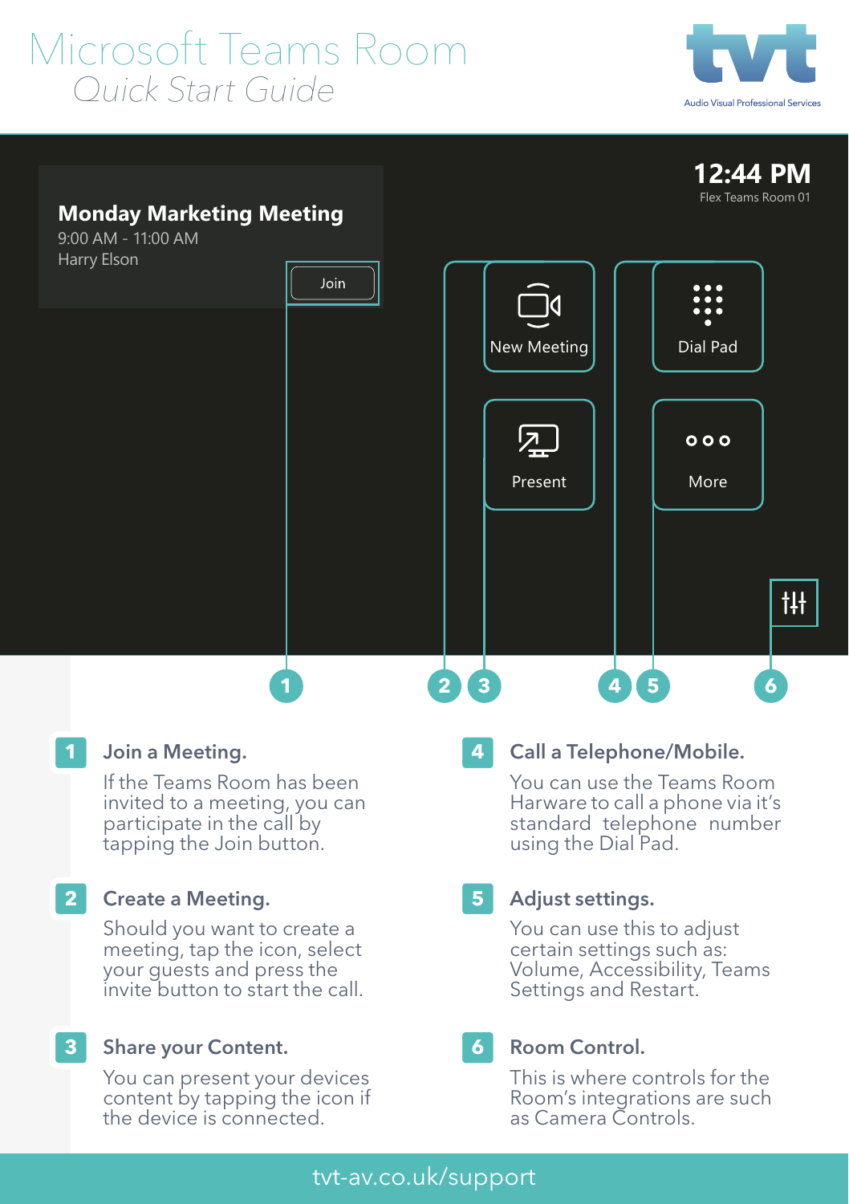# Microsoft Teams Room

*Quick Start Guide*

tvt
Audio Visual Professional Services

Monday Marketing Meeting
9:00 AM - 11:00 AM
Harry Elson
Join

12:44 PM
Flex Teams Room 01

New Meeting

Dial Pad

Present

More

1 2 3 4 5 6

## 1 Join a Meeting.

If the Teams Room has been invited to a meeting, you can participate in the call by tapping the Join button.

## 2 Create a Meeting.

Should you want to create a meeting, tap the icon, select your guests and press the invite button to start the call.

## 3 Share your Content.

You can present your devices content by tapping the icon if the device is connected.

## 4 Call a Telephone/Mobile.

You can use the Teams Room Harware to call a phone via it's standard telephone number using the Dial Pad.

## 5 Adjust settings.

You can use this to adjust certain settings such as: Volume, Accessibility, Teams Settings and Restart.

## 6 Room Control.

This is where controls for the Room's integrations are such as Camera Controls.

tvt-av.co.uk/support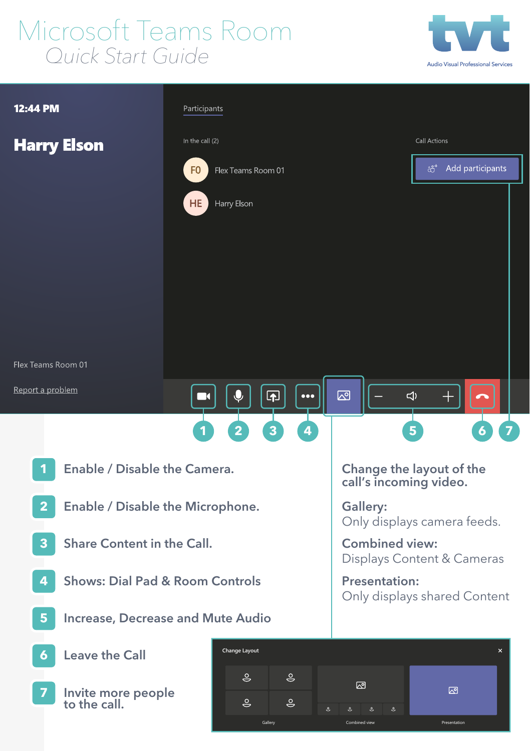# Microsoft Teams Room
## Quick Start Guide

tvt
Audio Visual Professional Services

12:44 PM

Harry Elson

Flex Teams Room 01

Report a problem

Participants

In the call (2)

FO Flex Teams Room 01

HE Harry Elson

Call Actions

Add participants

1. Enable / Disable the Camera.
2. Enable / Disable the Microphone.
3. Share Content in the Call.
4. Shows: Dial Pad & Room Controls
5. Increase, Decrease and Mute Audio
6. Leave the Call
7. Invite more people to the call.

**Change the layout of the call's incoming video.**

**Gallery:**
Only displays camera feeds.

**Combined view:**
Displays Content & Cameras

**Presentation:**
Only displays shared Content

Change Layout

Gallery

Combined view

Presentation